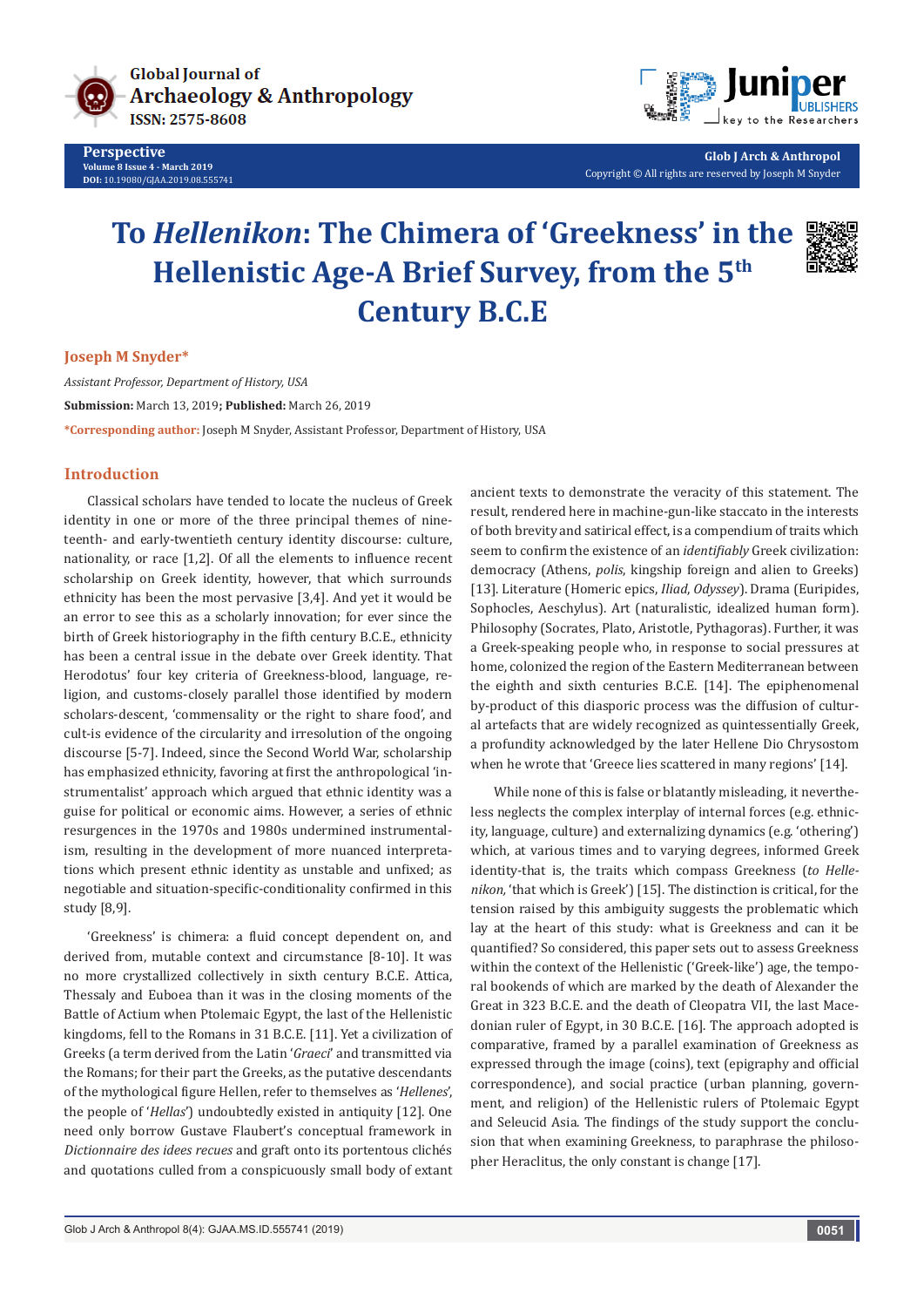# To *Hellenikon*: The Chimera of 'Greekness' in the Hellenistic Age-A Brief Survey, from the 5th Century B.C.E

**Joseph M Snyder***

*Assistant Professor, Department of History, USA*

**Submission:** March 13, 2019**; Published:** March 26, 2019

***Corresponding author:** Joseph M Snyder, Assistant Professor, Department of History, USA

## Introduction

Classical scholars have tended to locate the nucleus of Greek identity in one or more of the three principal themes of nineteenth- and early-twentieth century identity discourse: culture, nationality, or race [1,2]. Of all the elements to influence recent scholarship on Greek identity, however, that which surrounds ethnicity has been the most pervasive [3,4]. And yet it would be an error to see this as a scholarly innovation; for ever since the birth of Greek historiography in the fifth century B.C.E., ethnicity has been a central issue in the debate over Greek identity. That Herodotus' four key criteria of Greekness-blood, language, religion, and customs-closely parallel those identified by modern scholars-descent, 'commensality or the right to share food', and cult-is evidence of the circularity and irresolution of the ongoing discourse [5-7]. Indeed, since the Second World War, scholarship has emphasized ethnicity, favoring at first the anthropological 'instrumentalist' approach which argued that ethnic identity was a guise for political or economic aims. However, a series of ethnic resurgences in the 1970s and 1980s undermined instrumentalism, resulting in the development of more nuanced interpretations which present ethnic identity as unstable and unfixed; as negotiable and situation-specific-conditionality confirmed in this study [8,9].

'Greekness' is chimera: a fluid concept dependent on, and derived from, mutable context and circumstance [8-10]. It was no more crystallized collectively in sixth century B.C.E. Attica, Thessaly and Euboea than it was in the closing moments of the Battle of Actium when Ptolemaic Egypt, the last of the Hellenistic kingdoms, fell to the Romans in 31 B.C.E. [11]. Yet a civilization of Greeks (a term derived from the Latin '*Graeci*' and transmitted via the Romans; for their part the Greeks, as the putative descendants of the mythological figure Hellen, refer to themselves as '*Hellenes*', the people of '*Hellas*') undoubtedly existed in antiquity [12]. One need only borrow Gustave Flaubert's conceptual framework in *Dictionnaire des idees recues* and graft onto its portentous clichés and quotations culled from a conspicuously small body of extant ancient texts to demonstrate the veracity of this statement. The result, rendered here in machine-gun-like staccato in the interests of both brevity and satirical effect, is a compendium of traits which seem to confirm the existence of an *identifiably* Greek civilization: democracy (Athens, *polis*, kingship foreign and alien to Greeks) [13]. Literature (Homeric epics, *Iliad*, *Odyssey*). Drama (Euripides, Sophocles, Aeschylus). Art (naturalistic, idealized human form). Philosophy (Socrates, Plato, Aristotle, Pythagoras). Further, it was a Greek-speaking people who, in response to social pressures at home, colonized the region of the Eastern Mediterranean between the eighth and sixth centuries B.C.E. [14]. The epiphenomenal by-product of this diasporic process was the diffusion of cultural artefacts that are widely recognized as quintessentially Greek, a profundity acknowledged by the later Hellene Dio Chrysostom when he wrote that 'Greece lies scattered in many regions' [14].

While none of this is false or blatantly misleading, it nevertheless neglects the complex interplay of internal forces (e.g. ethnicity, language, culture) and externalizing dynamics (e.g. 'othering') which, at various times and to varying degrees, informed Greek identity-that is, the traits which compass Greekness (*to Hellenikon,* 'that which is Greek') [15]. The distinction is critical, for the tension raised by this ambiguity suggests the problematic which lay at the heart of this study: what is Greekness and can it be quantified? So considered, this paper sets out to assess Greekness within the context of the Hellenistic ('Greek-like') age, the temporal bookends of which are marked by the death of Alexander the Great in 323 B.C.E. and the death of Cleopatra VII, the last Macedonian ruler of Egypt, in 30 B.C.E. [16]. The approach adopted is comparative, framed by a parallel examination of Greekness as expressed through the image (coins), text (epigraphy and official correspondence), and social practice (urban planning, government, and religion) of the Hellenistic rulers of Ptolemaic Egypt and Seleucid Asia. The findings of the study support the conclusion that when examining Greekness, to paraphrase the philosopher Heraclitus, the only constant is change [17].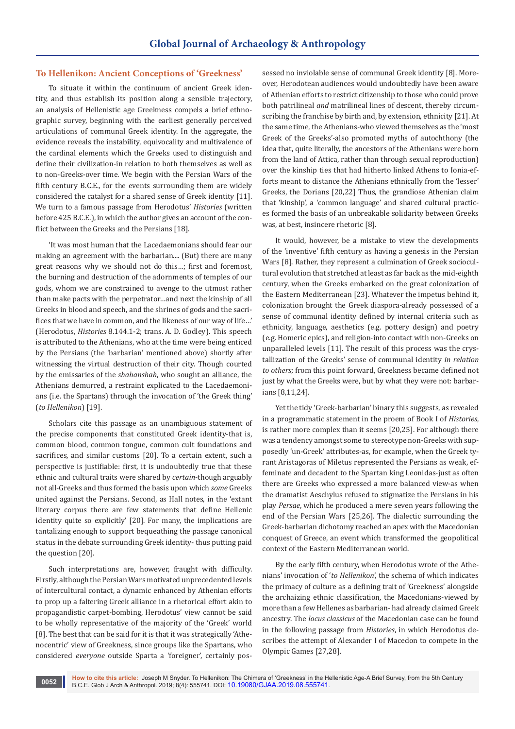## To Hellenikon: Ancient Conceptions of 'Greekness'

To situate it within the continuum of ancient Greek identity, and thus establish its position along a sensible trajectory, an analysis of Hellenistic age Greekness compels a brief ethnographic survey, beginning with the earliest generally perceived articulations of communal Greek identity. In the aggregate, the evidence reveals the instability, equivocality and multivalence of the cardinal elements which the Greeks used to distinguish and define their civilization-in relation to both themselves as well as to non-Greeks-over time. We begin with the Persian Wars of the fifth century B.C.E., for the events surrounding them are widely considered the catalyst for a shared sense of Greek identity [11]. We turn to a famous passage from Herodotus' *Histories* (written before 425 B.C.E.), in which the author gives an account of the conflict between the Greeks and the Persians [18].

'It was most human that the Lacedaemonians should fear our making an agreement with the barbarian.... (But) there are many great reasons why we should not do this…; first and foremost, the burning and destruction of the adornments of temples of our gods, whom we are constrained to avenge to the utmost rather than make pacts with the perpetrator…and next the kinship of all Greeks in blood and speech, and the shrines of gods and the sacrifices that we have in common, and the likeness of our way of life…' (Herodotus, *Histories* 8.144.1-2; trans. A. D. Godley). This speech is attributed to the Athenians, who at the time were being enticed by the Persians (the 'barbarian' mentioned above) shortly after witnessing the virtual destruction of their city. Though courted by the emissaries of the *shahanshah*, who sought an alliance, the Athenians demurred, a restraint explicated to the Lacedaemonians (i.e. the Spartans) through the invocation of 'the Greek thing' (*to Hellenikon*) [19].

Scholars cite this passage as an unambiguous statement of the precise components that constituted Greek identity-that is, common blood, common tongue, common cult foundations and sacrifices, and similar customs [20]. To a certain extent, such a perspective is justifiable: first, it is undoubtedly true that these ethnic and cultural traits were shared by *certain*-though arguably not all-Greeks and thus formed the basis upon which *some* Greeks united against the Persians. Second, as Hall notes, in the 'extant literary corpus there are few statements that define Hellenic identity quite so explicitly' [20]. For many, the implications are tantalizing enough to support bequeathing the passage canonical status in the debate surrounding Greek identity- thus putting paid the question [20].

Such interpretations are, however, fraught with difficulty. Firstly, although the Persian Wars motivated unprecedented levels of intercultural contact, a dynamic enhanced by Athenian efforts to prop up a faltering Greek alliance in a rhetorical effort akin to propagandistic carpet-bombing, Herodotus' view cannot be said to be wholly representative of the majority of the 'Greek' world [8]. The best that can be said for it is that it was strategically 'Athenocentric' view of Greekness, since groups like the Spartans, who considered *everyone* outside Sparta a 'foreigner', certainly possessed no inviolable sense of communal Greek identity [8]. Moreover, Herodotean audiences would undoubtedly have been aware of Athenian efforts to restrict citizenship to those who could prove both patrilineal *and* matrilineal lines of descent, thereby circumscribing the franchise by birth and, by extension, ethnicity [21]. At the same time, the Athenians-who viewed themselves as the 'most Greek of the Greeks'-also promoted myths of autochthony (the idea that, quite literally, the ancestors of the Athenians were born from the land of Attica, rather than through sexual reproduction) over the kinship ties that had hitherto linked Athens to Ionia-efforts meant to distance the Athenians ethnically from the 'lesser' Greeks, the Dorians [20,22] Thus, the grandiose Athenian claim that 'kinship', a 'common language' and shared cultural practices formed the basis of an unbreakable solidarity between Greeks was, at best, insincere rhetoric [8].

It would, however, be a mistake to view the developments of the 'inventive' fifth century as having a genesis in the Persian Wars [8]. Rather, they represent a culmination of Greek sociocultural evolution that stretched at least as far back as the mid-eighth century, when the Greeks embarked on the great colonization of the Eastern Mediterranean [23]. Whatever the impetus behind it, colonization brought the Greek diaspora-already possessed of a sense of communal identity defined by internal criteria such as ethnicity, language, aesthetics (e.g. pottery design) and poetry (e.g. Homeric epics), and religion-into contact with non-Greeks on unparalleled levels [11]. The result of this process was the crystallization of the Greeks' sense of communal identity *in relation to others*; from this point forward, Greekness became defined not just by what the Greeks were, but by what they were not: barbarians [8,11,24].

Yet the tidy 'Greek-barbarian' binary this suggests, as revealed in a programmatic statement in the proem of Book I of *Histories*, is rather more complex than it seems [20,25]. For although there was a tendency amongst some to stereotype non-Greeks with supposedly 'un-Greek' attributes-as, for example, when the Greek tyrant Aristagoras of Miletus represented the Persians as weak, effeminate and decadent to the Spartan king Leonidas-just as often there are Greeks who expressed a more balanced view-as when the dramatist Aeschylus refused to stigmatize the Persians in his play *Persae*, which he produced a mere seven years following the end of the Persian Wars [25,26]. The dialectic surrounding the Greek-barbarian dichotomy reached an apex with the Macedonian conquest of Greece, an event which transformed the geopolitical context of the Eastern Mediterranean world.

By the early fifth century, when Herodotus wrote of the Athenians' invocation of '*to Hellenikon*', the schema of which indicates the primacy of culture as a defining trait of 'Greekness' alongside the archaizing ethnic classification, the Macedonians-viewed by more than a few Hellenes as barbarian- had already claimed Greek ancestry. The *locus classicus* of the Macedonian case can be found in the following passage from *Histories*, in which Herodotus describes the attempt of Alexander I of Macedon to compete in the Olympic Games [27,28].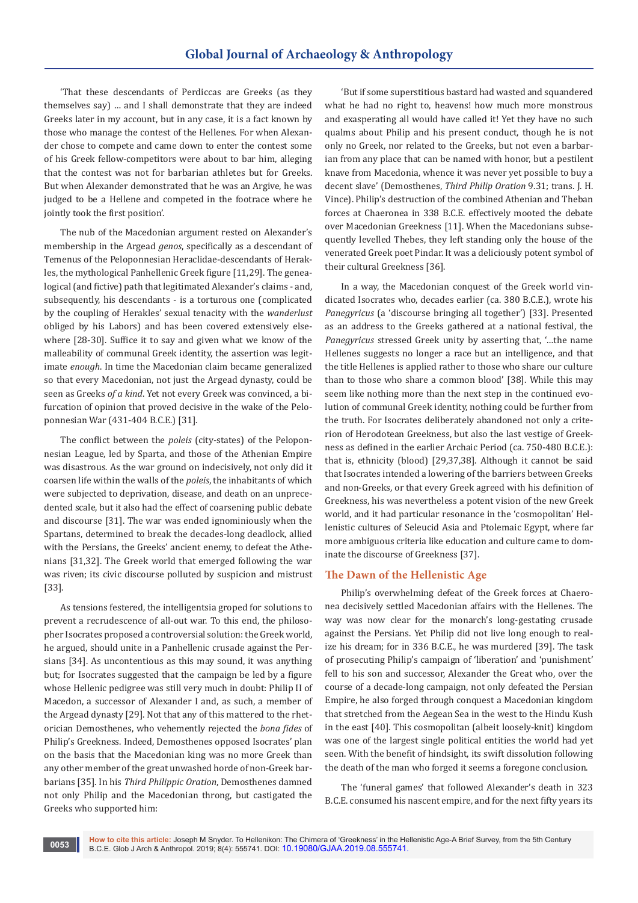'That these descendants of Perdiccas are Greeks (as they themselves say) … and I shall demonstrate that they are indeed Greeks later in my account, but in any case, it is a fact known by those who manage the contest of the Hellenes. For when Alexander chose to compete and came down to enter the contest some of his Greek fellow-competitors were about to bar him, alleging that the contest was not for barbarian athletes but for Greeks. But when Alexander demonstrated that he was an Argive, he was judged to be a Hellene and competed in the footrace where he jointly took the first position'.

The nub of the Macedonian argument rested on Alexander's membership in the Argead *genos*, specifically as a descendant of Temenus of the Peloponnesian Heraclidae-descendants of Herakles, the mythological Panhellenic Greek figure [11,29]. The genealogical (and fictive) path that legitimated Alexander's claims - and, subsequently, his descendants - is a torturous one (complicated by the coupling of Herakles' sexual tenacity with the *wanderlust* obliged by his Labors) and has been covered extensively elsewhere [28-30]. Suffice it to say and given what we know of the malleability of communal Greek identity, the assertion was legitimate *enough*. In time the Macedonian claim became generalized so that every Macedonian, not just the Argead dynasty, could be seen as Greeks *of a kind*. Yet not every Greek was convinced, a bifurcation of opinion that proved decisive in the wake of the Peloponnesian War (431-404 B.C.E.) [31].

The conflict between the *poleis* (city-states) of the Peloponnesian League, led by Sparta, and those of the Athenian Empire was disastrous. As the war ground on indecisively, not only did it coarsen life within the walls of the *poleis*, the inhabitants of which were subjected to deprivation, disease, and death on an unprecedented scale, but it also had the effect of coarsening public debate and discourse [31]. The war was ended ignominiously when the Spartans, determined to break the decades-long deadlock, allied with the Persians, the Greeks' ancient enemy, to defeat the Athenians [31,32]. The Greek world that emerged following the war was riven; its civic discourse polluted by suspicion and mistrust [33].

As tensions festered, the intelligentsia groped for solutions to prevent a recrudescence of all-out war. To this end, the philosopher Isocrates proposed a controversial solution: the Greek world, he argued, should unite in a Panhellenic crusade against the Persians [34]. As uncontentious as this may sound, it was anything but; for Isocrates suggested that the campaign be led by a figure whose Hellenic pedigree was still very much in doubt: Philip II of Macedon, a successor of Alexander I and, as such, a member of the Argead dynasty [29]. Not that any of this mattered to the rhetorician Demosthenes, who vehemently rejected the *bona fides* of Philip's Greekness. Indeed, Demosthenes opposed Isocrates' plan on the basis that the Macedonian king was no more Greek than any other member of the great unwashed horde of non-Greek barbarians [35]. In his *Third Philippic Oration*, Demosthenes damned not only Philip and the Macedonian throng, but castigated the Greeks who supported him:

'But if some superstitious bastard had wasted and squandered what he had no right to, heavens! how much more monstrous and exasperating all would have called it! Yet they have no such qualms about Philip and his present conduct, though he is not only no Greek, nor related to the Greeks, but not even a barbarian from any place that can be named with honor, but a pestilent knave from Macedonia, whence it was never yet possible to buy a decent slave' (Demosthenes, *Third Philip Oration* 9.31; trans. J. H. Vince). Philip's destruction of the combined Athenian and Theban forces at Chaeronea in 338 B.C.E. effectively mooted the debate over Macedonian Greekness [11]. When the Macedonians subsequently levelled Thebes, they left standing only the house of the venerated Greek poet Pindar. It was a deliciously potent symbol of their cultural Greekness [36].

In a way, the Macedonian conquest of the Greek world vindicated Isocrates who, decades earlier (ca. 380 B.C.E.), wrote his *Panegyricus* (a 'discourse bringing all together') [33]. Presented as an address to the Greeks gathered at a national festival, the *Panegyricus* stressed Greek unity by asserting that, '…the name Hellenes suggests no longer a race but an intelligence, and that the title Hellenes is applied rather to those who share our culture than to those who share a common blood' [38]. While this may seem like nothing more than the next step in the continued evolution of communal Greek identity, nothing could be further from the truth. For Isocrates deliberately abandoned not only a criterion of Herodotean Greekness, but also the last vestige of Greekness as defined in the earlier Archaic Period (ca. 750-480 B.C.E.): that is, ethnicity (blood) [29,37,38]. Although it cannot be said that Isocrates intended a lowering of the barriers between Greeks and non-Greeks, or that every Greek agreed with his definition of Greekness, his was nevertheless a potent vision of the new Greek world, and it had particular resonance in the 'cosmopolitan' Hellenistic cultures of Seleucid Asia and Ptolemaic Egypt, where far more ambiguous criteria like education and culture came to dominate the discourse of Greekness [37].

## The Dawn of the Hellenistic Age

Philip's overwhelming defeat of the Greek forces at Chaeronea decisively settled Macedonian affairs with the Hellenes. The way was now clear for the monarch's long-gestating crusade against the Persians. Yet Philip did not live long enough to realize his dream; for in 336 B.C.E., he was murdered [39]. The task of prosecuting Philip's campaign of 'liberation' and 'punishment' fell to his son and successor, Alexander the Great who, over the course of a decade-long campaign, not only defeated the Persian Empire, he also forged through conquest a Macedonian kingdom that stretched from the Aegean Sea in the west to the Hindu Kush in the east [40]. This cosmopolitan (albeit loosely-knit) kingdom was one of the largest single political entities the world had yet seen. With the benefit of hindsight, its swift dissolution following the death of the man who forged it seems a foregone conclusion.

The 'funeral games' that followed Alexander's death in 323 B.C.E. consumed his nascent empire, and for the next fifty years its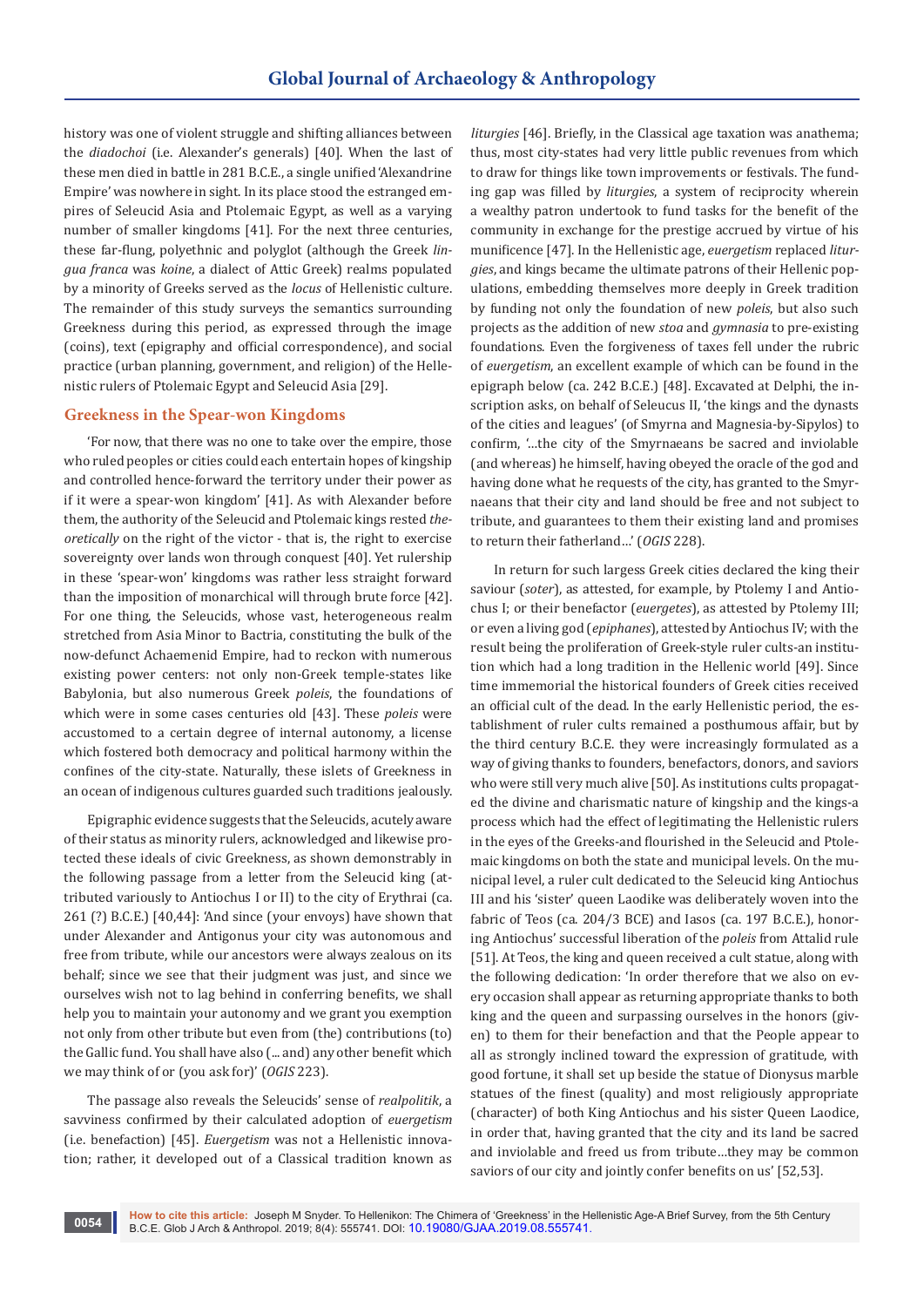history was one of violent struggle and shifting alliances between the *diadochoi* (i.e. Alexander's generals) [40]. When the last of these men died in battle in 281 B.C.E., a single unified 'Alexandrine Empire' was nowhere in sight. In its place stood the estranged empires of Seleucid Asia and Ptolemaic Egypt, as well as a varying number of smaller kingdoms [41]. For the next three centuries, these far-flung, polyethnic and polyglot (although the Greek *lingua franca* was *koine*, a dialect of Attic Greek) realms populated by a minority of Greeks served as the *locus* of Hellenistic culture. The remainder of this study surveys the semantics surrounding Greekness during this period, as expressed through the image (coins), text (epigraphy and official correspondence), and social practice (urban planning, government, and religion) of the Hellenistic rulers of Ptolemaic Egypt and Seleucid Asia [29].

## Greekness in the Spear-won Kingdoms

'For now, that there was no one to take over the empire, those who ruled peoples or cities could each entertain hopes of kingship and controlled hence-forward the territory under their power as if it were a spear-won kingdom' [41]. As with Alexander before them, the authority of the Seleucid and Ptolemaic kings rested *theoretically* on the right of the victor - that is, the right to exercise sovereignty over lands won through conquest [40]. Yet rulership in these 'spear-won' kingdoms was rather less straight forward than the imposition of monarchical will through brute force [42]. For one thing, the Seleucids, whose vast, heterogeneous realm stretched from Asia Minor to Bactria, constituting the bulk of the now-defunct Achaemenid Empire, had to reckon with numerous existing power centers: not only non-Greek temple-states like Babylonia, but also numerous Greek *poleis*, the foundations of which were in some cases centuries old [43]. These *poleis* were accustomed to a certain degree of internal autonomy, a license which fostered both democracy and political harmony within the confines of the city-state. Naturally, these islets of Greekness in an ocean of indigenous cultures guarded such traditions jealously.

Epigraphic evidence suggests that the Seleucids, acutely aware of their status as minority rulers, acknowledged and likewise protected these ideals of civic Greekness, as shown demonstrably in the following passage from a letter from the Seleucid king (attributed variously to Antiochus I or II) to the city of Erythrai (ca. 261 (?) B.C.E.) [40,44]: 'And since (your envoys) have shown that under Alexander and Antigonus your city was autonomous and free from tribute, while our ancestors were always zealous on its behalf; since we see that their judgment was just, and since we ourselves wish not to lag behind in conferring benefits, we shall help you to maintain your autonomy and we grant you exemption not only from other tribute but even from (the) contributions (to) the Gallic fund. You shall have also (... and) any other benefit which we may think of or (you ask for)' (*OGIS* 223).

The passage also reveals the Seleucids' sense of *realpolitik*, a savviness confirmed by their calculated adoption of *euergetism* (i.e. benefaction) [45]. *Euergetism* was not a Hellenistic innovation; rather, it developed out of a Classical tradition known as *liturgies* [46]. Briefly, in the Classical age taxation was anathema; thus, most city-states had very little public revenues from which to draw for things like town improvements or festivals. The funding gap was filled by *liturgies*, a system of reciprocity wherein a wealthy patron undertook to fund tasks for the benefit of the community in exchange for the prestige accrued by virtue of his munificence [47]. In the Hellenistic age, *euergetism* replaced *liturgies*, and kings became the ultimate patrons of their Hellenic populations, embedding themselves more deeply in Greek tradition by funding not only the foundation of new *poleis*, but also such projects as the addition of new *stoa* and *gymnasia* to pre-existing foundations. Even the forgiveness of taxes fell under the rubric of *euergetism*, an excellent example of which can be found in the epigraph below (ca. 242 B.C.E.) [48]. Excavated at Delphi, the inscription asks, on behalf of Seleucus II, 'the kings and the dynasts of the cities and leagues' (of Smyrna and Magnesia-by-Sipylos) to confirm, '…the city of the Smyrnaeans be sacred and inviolable (and whereas) he himself, having obeyed the oracle of the god and having done what he requests of the city, has granted to the Smyrnaeans that their city and land should be free and not subject to tribute, and guarantees to them their existing land and promises to return their fatherland…' (*OGIS* 228).

In return for such largess Greek cities declared the king their saviour (*soter*), as attested, for example, by Ptolemy I and Antiochus I; or their benefactor (*euergetes*), as attested by Ptolemy III; or even a living god (*epiphanes*), attested by Antiochus IV; with the result being the proliferation of Greek-style ruler cults-an institution which had a long tradition in the Hellenic world [49]. Since time immemorial the historical founders of Greek cities received an official cult of the dead. In the early Hellenistic period, the establishment of ruler cults remained a posthumous affair, but by the third century B.C.E. they were increasingly formulated as a way of giving thanks to founders, benefactors, donors, and saviors who were still very much alive [50]. As institutions cults propagated the divine and charismatic nature of kingship and the kings-a process which had the effect of legitimating the Hellenistic rulers in the eyes of the Greeks-and flourished in the Seleucid and Ptolemaic kingdoms on both the state and municipal levels. On the municipal level, a ruler cult dedicated to the Seleucid king Antiochus III and his 'sister' queen Laodike was deliberately woven into the fabric of Teos (ca. 204/3 BCE) and Iasos (ca. 197 B.C.E.), honoring Antiochus' successful liberation of the *poleis* from Attalid rule [51]. At Teos, the king and queen received a cult statue, along with the following dedication: 'In order therefore that we also on every occasion shall appear as returning appropriate thanks to both king and the queen and surpassing ourselves in the honors (given) to them for their benefaction and that the People appear to all as strongly inclined toward the expression of gratitude, with good fortune, it shall set up beside the statue of Dionysus marble statues of the finest (quality) and most religiously appropriate (character) of both King Antiochus and his sister Queen Laodice, in order that, having granted that the city and its land be sacred and inviolable and freed us from tribute…they may be common saviors of our city and jointly confer benefits on us' [52,53].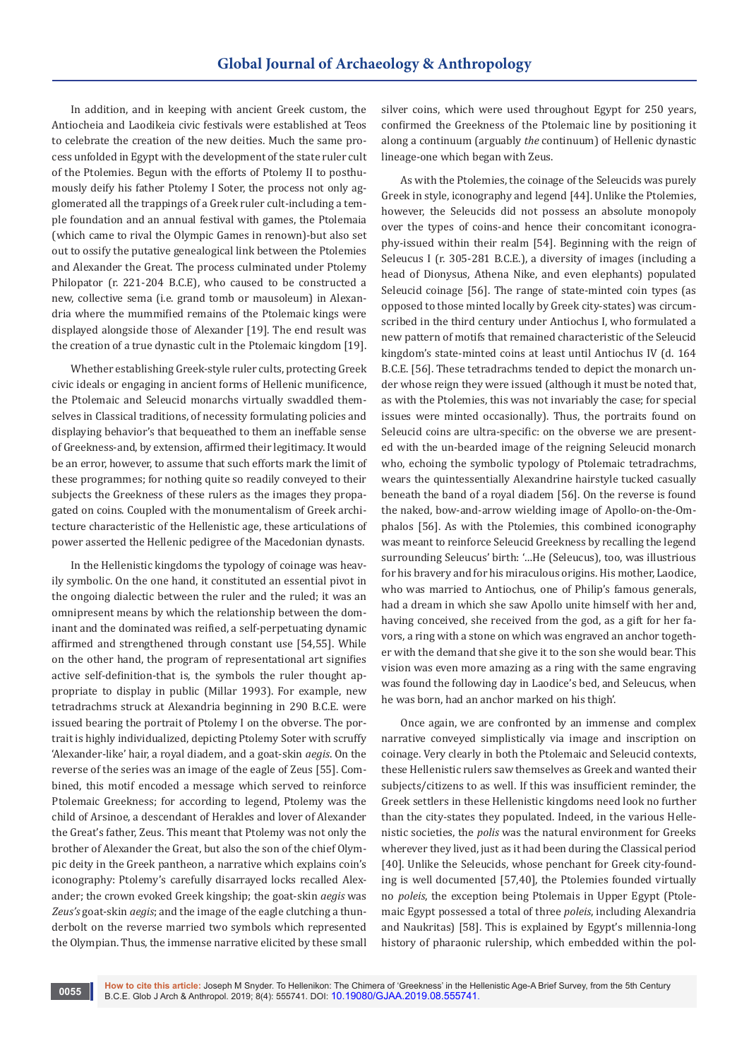In addition, and in keeping with ancient Greek custom, the Antiocheia and Laodikeia civic festivals were established at Teos to celebrate the creation of the new deities. Much the same process unfolded in Egypt with the development of the state ruler cult of the Ptolemies. Begun with the efforts of Ptolemy II to posthumously deify his father Ptolemy I Soter, the process not only agglomerated all the trappings of a Greek ruler cult-including a temple foundation and an annual festival with games, the Ptolemaia (which came to rival the Olympic Games in renown)-but also set out to ossify the putative genealogical link between the Ptolemies and Alexander the Great. The process culminated under Ptolemy Philopator (r. 221-204 B.C.E), who caused to be constructed a new, collective sema (i.e. grand tomb or mausoleum) in Alexandria where the mummified remains of the Ptolemaic kings were displayed alongside those of Alexander [19]. The end result was the creation of a true dynastic cult in the Ptolemaic kingdom [19].

Whether establishing Greek-style ruler cults, protecting Greek civic ideals or engaging in ancient forms of Hellenic munificence, the Ptolemaic and Seleucid monarchs virtually swaddled themselves in Classical traditions, of necessity formulating policies and displaying behavior's that bequeathed to them an ineffable sense of Greekness-and, by extension, affirmed their legitimacy. It would be an error, however, to assume that such efforts mark the limit of these programmes; for nothing quite so readily conveyed to their subjects the Greekness of these rulers as the images they propagated on coins. Coupled with the monumentalism of Greek architecture characteristic of the Hellenistic age, these articulations of power asserted the Hellenic pedigree of the Macedonian dynasts.

In the Hellenistic kingdoms the typology of coinage was heavily symbolic. On the one hand, it constituted an essential pivot in the ongoing dialectic between the ruler and the ruled; it was an omnipresent means by which the relationship between the dominant and the dominated was reified, a self-perpetuating dynamic affirmed and strengthened through constant use [54,55]. While on the other hand, the program of representational art signifies active self-definition-that is, the symbols the ruler thought appropriate to display in public (Millar 1993). For example, new tetradrachms struck at Alexandria beginning in 290 B.C.E. were issued bearing the portrait of Ptolemy I on the obverse. The portrait is highly individualized, depicting Ptolemy Soter with scruffy 'Alexander-like' hair, a royal diadem, and a goat-skin *aegis*. On the reverse of the series was an image of the eagle of Zeus [55]. Combined, this motif encoded a message which served to reinforce Ptolemaic Greekness; for according to legend, Ptolemy was the child of Arsinoe, a descendant of Herakles and lover of Alexander the Great's father, Zeus. This meant that Ptolemy was not only the brother of Alexander the Great, but also the son of the chief Olympic deity in the Greek pantheon, a narrative which explains coin's iconography: Ptolemy's carefully disarrayed locks recalled Alexander; the crown evoked Greek kingship; the goat-skin *aegis* was *Zeus's* goat-skin *aegis*; and the image of the eagle clutching a thunderbolt on the reverse married two symbols which represented the Olympian. Thus, the immense narrative elicited by these small silver coins, which were used throughout Egypt for 250 years, confirmed the Greekness of the Ptolemaic line by positioning it along a continuum (arguably *the* continuum) of Hellenic dynastic lineage-one which began with Zeus.

As with the Ptolemies, the coinage of the Seleucids was purely Greek in style, iconography and legend [44]. Unlike the Ptolemies, however, the Seleucids did not possess an absolute monopoly over the types of coins-and hence their concomitant iconography-issued within their realm [54]. Beginning with the reign of Seleucus I (r. 305-281 B.C.E.), a diversity of images (including a head of Dionysus, Athena Nike, and even elephants) populated Seleucid coinage [56]. The range of state-minted coin types (as opposed to those minted locally by Greek city-states) was circumscribed in the third century under Antiochus I, who formulated a new pattern of motifs that remained characteristic of the Seleucid kingdom's state-minted coins at least until Antiochus IV (d. 164 B.C.E. [56]. These tetradrachms tended to depict the monarch under whose reign they were issued (although it must be noted that, as with the Ptolemies, this was not invariably the case; for special issues were minted occasionally). Thus, the portraits found on Seleucid coins are ultra-specific: on the obverse we are presented with the un-bearded image of the reigning Seleucid monarch who, echoing the symbolic typology of Ptolemaic tetradrachms, wears the quintessentially Alexandrine hairstyle tucked casually beneath the band of a royal diadem [56]. On the reverse is found the naked, bow-and-arrow wielding image of Apollo-on-the-Omphalos [56]. As with the Ptolemies, this combined iconography was meant to reinforce Seleucid Greekness by recalling the legend surrounding Seleucus' birth: '...He (Seleucus), too, was illustrious for his bravery and for his miraculous origins. His mother, Laodice, who was married to Antiochus, one of Philip's famous generals, had a dream in which she saw Apollo unite himself with her and, having conceived, she received from the god, as a gift for her favors, a ring with a stone on which was engraved an anchor together with the demand that she give it to the son she would bear. This vision was even more amazing as a ring with the same engraving was found the following day in Laodice's bed, and Seleucus, when he was born, had an anchor marked on his thigh'.

Once again, we are confronted by an immense and complex narrative conveyed simplistically via image and inscription on coinage. Very clearly in both the Ptolemaic and Seleucid contexts, these Hellenistic rulers saw themselves as Greek and wanted their subjects/citizens to as well. If this was insufficient reminder, the Greek settlers in these Hellenistic kingdoms need look no further than the city-states they populated. Indeed, in the various Hellenistic societies, the *polis* was the natural environment for Greeks wherever they lived, just as it had been during the Classical period [40]. Unlike the Seleucids, whose penchant for Greek city-founding is well documented [57,40], the Ptolemies founded virtually no *poleis*, the exception being Ptolemais in Upper Egypt (Ptolemaic Egypt possessed a total of three *poleis*, including Alexandria and Naukritas) [58]. This is explained by Egypt's millennia-long history of pharaonic rulership, which embedded within the pol-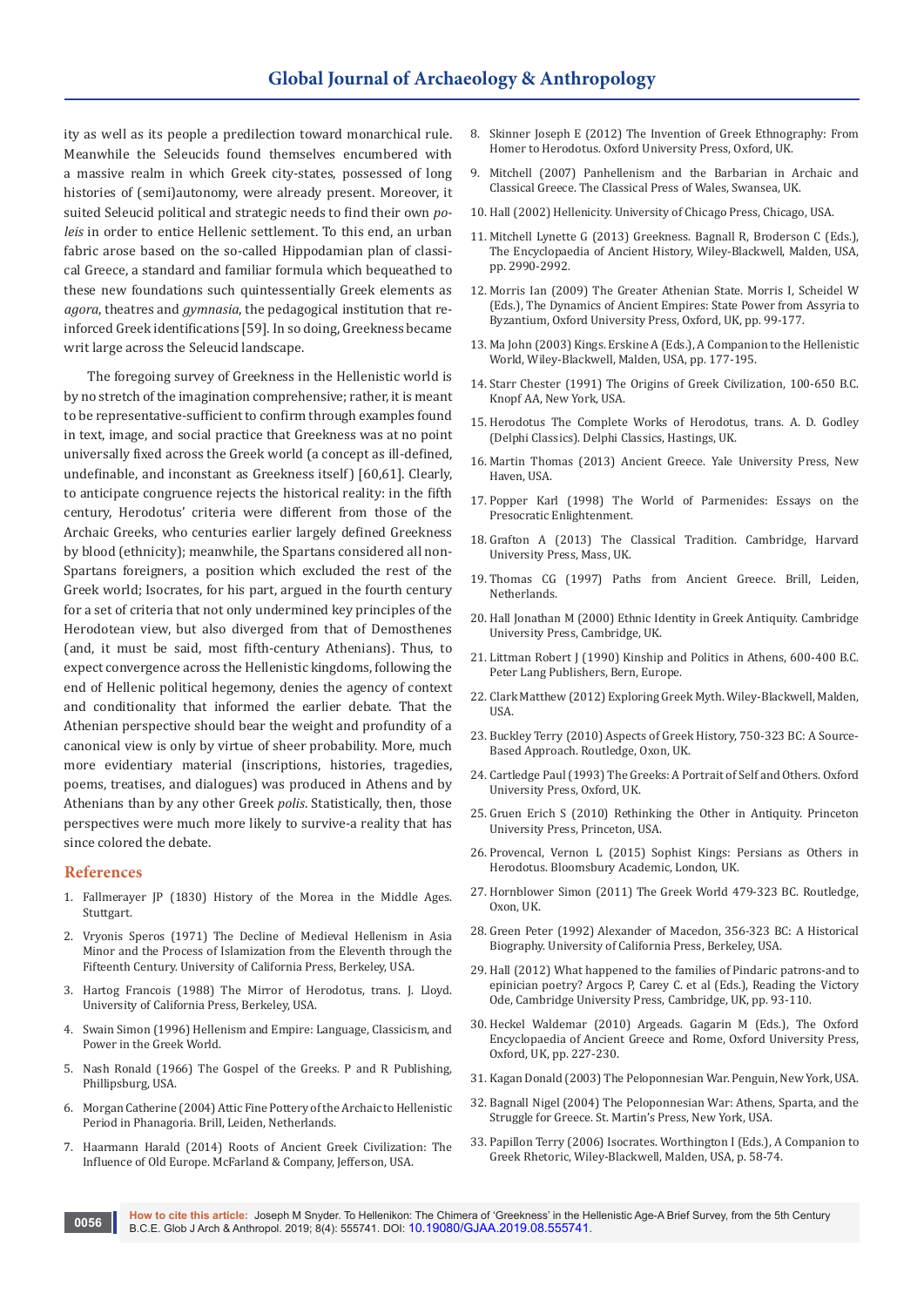ity as well as its people a predilection toward monarchical rule. Meanwhile the Seleucids found themselves encumbered with a massive realm in which Greek city-states, possessed of long histories of (semi)autonomy, were already present. Moreover, it suited Seleucid political and strategic needs to find their own *poleis* in order to entice Hellenic settlement. To this end, an urban fabric arose based on the so-called Hippodamian plan of classical Greece, a standard and familiar formula which bequeathed to these new foundations such quintessentially Greek elements as *agora*, theatres and *gymnasia*, the pedagogical institution that reinforced Greek identifications [59]. In so doing, Greekness became writ large across the Seleucid landscape.

The foregoing survey of Greekness in the Hellenistic world is by no stretch of the imagination comprehensive; rather, it is meant to be representative-sufficient to confirm through examples found in text, image, and social practice that Greekness was at no point universally fixed across the Greek world (a concept as ill-defined, undefinable, and inconstant as Greekness itself) [60,61]. Clearly, to anticipate congruence rejects the historical reality: in the fifth century, Herodotus' criteria were different from those of the Archaic Greeks, who centuries earlier largely defined Greekness by blood (ethnicity); meanwhile, the Spartans considered all non-Spartans foreigners, a position which excluded the rest of the Greek world; Isocrates, for his part, argued in the fourth century for a set of criteria that not only undermined key principles of the Herodotean view, but also diverged from that of Demosthenes (and, it must be said, most fifth-century Athenians). Thus, to expect convergence across the Hellenistic kingdoms, following the end of Hellenic political hegemony, denies the agency of context and conditionality that informed the earlier debate. That the Athenian perspective should bear the weight and profundity of a canonical view is only by virtue of sheer probability. More, much more evidentiary material (inscriptions, histories, tragedies, poems, treatises, and dialogues) was produced in Athens and by Athenians than by any other Greek *polis*. Statistically, then, those perspectives were much more likely to survive-a reality that has since colored the debate.

## References

1. Fallmerayer JP (1830) History of the Morea in the Middle Ages. Stuttgart.
2. Vryonis Speros (1971) The Decline of Medieval Hellenism in Asia Minor and the Process of Islamization from the Eleventh through the Fifteenth Century. University of California Press, Berkeley, USA.
3. Hartog Francois (1988) The Mirror of Herodotus, trans. J. Lloyd. University of California Press, Berkeley, USA.
4. Swain Simon (1996) Hellenism and Empire: Language, Classicism, and Power in the Greek World.
5. Nash Ronald (1966) The Gospel of the Greeks. P and R Publishing, Phillipsburg, USA.
6. Morgan Catherine (2004) Attic Fine Pottery of the Archaic to Hellenistic Period in Phanagoria. Brill, Leiden, Netherlands.
7. Haarmann Harald (2014) Roots of Ancient Greek Civilization: The Influence of Old Europe. McFarland & Company, Jefferson, USA.
8. Skinner Joseph E (2012) The Invention of Greek Ethnography: From Homer to Herodotus. Oxford University Press, Oxford, UK.
9. Mitchell (2007) Panhellenism and the Barbarian in Archaic and Classical Greece. The Classical Press of Wales, Swansea, UK.
10. Hall (2002) Hellenicity. University of Chicago Press, Chicago, USA.
11. Mitchell Lynette G (2013) Greekness. Bagnall R, Broderson C (Eds.), The Encyclopaedia of Ancient History, Wiley-Blackwell, Malden, USA, pp. 2990-2992.
12. Morris Ian (2009) The Greater Athenian State. Morris I, Scheidel W (Eds.), The Dynamics of Ancient Empires: State Power from Assyria to Byzantium, Oxford University Press, Oxford, UK, pp. 99-177.
13. Ma John (2003) Kings. Erskine A (Eds.), A Companion to the Hellenistic World, Wiley-Blackwell, Malden, USA, pp. 177-195.
14. Starr Chester (1991) The Origins of Greek Civilization, 100-650 B.C. Knopf AA, New York, USA.
15. Herodotus The Complete Works of Herodotus, trans. A. D. Godley (Delphi Classics). Delphi Classics, Hastings, UK.
16. Martin Thomas (2013) Ancient Greece. Yale University Press, New Haven, USA.
17. Popper Karl (1998) The World of Parmenides: Essays on the Presocratic Enlightenment.
18. Grafton A (2013) The Classical Tradition. Cambridge, Harvard University Press, Mass, UK.
19. Thomas CG (1997) Paths from Ancient Greece. Brill, Leiden, Netherlands.
20. Hall Jonathan M (2000) Ethnic Identity in Greek Antiquity. Cambridge University Press, Cambridge, UK.
21. Littman Robert J (1990) Kinship and Politics in Athens, 600-400 B.C. Peter Lang Publishers, Bern, Europe.
22. Clark Matthew (2012) Exploring Greek Myth. Wiley-Blackwell, Malden, USA.
23. Buckley Terry (2010) Aspects of Greek History, 750-323 BC: A Source-Based Approach. Routledge, Oxon, UK.
24. Cartledge Paul (1993) The Greeks: A Portrait of Self and Others. Oxford University Press, Oxford, UK.
25. Gruen Erich S (2010) Rethinking the Other in Antiquity. Princeton University Press, Princeton, USA.
26. Provencal, Vernon L (2015) Sophist Kings: Persians as Others in Herodotus. Bloomsbury Academic, London, UK.
27. Hornblower Simon (2011) The Greek World 479-323 BC. Routledge, Oxon, UK.
28. Green Peter (1992) Alexander of Macedon, 356-323 BC: A Historical Biography. University of California Press, Berkeley, USA.
29. Hall (2012) What happened to the families of Pindaric patrons-and to epinician poetry? Argocs P, Carey C. et al (Eds.), Reading the Victory Ode, Cambridge University Press, Cambridge, UK, pp. 93-110.
30. Heckel Waldemar (2010) Argeads. Gagarin M (Eds.), The Oxford Encyclopaedia of Ancient Greece and Rome, Oxford University Press, Oxford, UK, pp. 227-230.
31. Kagan Donald (2003) The Peloponnesian War. Penguin, New York, USA.
32. Bagnall Nigel (2004) The Peloponnesian War: Athens, Sparta, and the Struggle for Greece. St. Martin's Press, New York, USA.
33. Papillon Terry (2006) Isocrates. Worthington I (Eds.), A Companion to Greek Rhetoric, Wiley-Blackwell, Malden, USA, p. 58-74.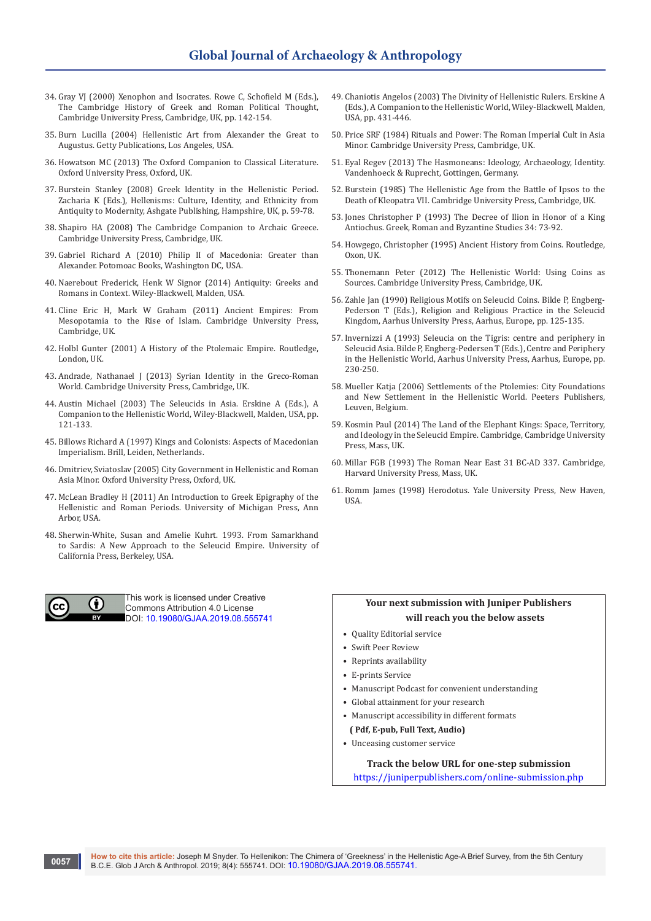34. Gray VJ (2000) Xenophon and Isocrates. Rowe C, Schofield M (Eds.), The Cambridge History of Greek and Roman Political Thought, Cambridge University Press, Cambridge, UK, pp. 142-154.
35. Burn Lucilla (2004) Hellenistic Art from Alexander the Great to Augustus. Getty Publications, Los Angeles, USA.
36. Howatson MC (2013) The Oxford Companion to Classical Literature. Oxford University Press, Oxford, UK.
37. Burstein Stanley (2008) Greek Identity in the Hellenistic Period. Zacharia K (Eds.), Hellenisms: Culture, Identity, and Ethnicity from Antiquity to Modernity, Ashgate Publishing, Hampshire, UK, p. 59-78.
38. Shapiro HA (2008) The Cambridge Companion to Archaic Greece. Cambridge University Press, Cambridge, UK.
39. Gabriel Richard A (2010) Philip II of Macedonia: Greater than Alexander. Potomoac Books, Washington DC, USA.
40. Naerebout Frederick, Henk W Signor (2014) Antiquity: Greeks and Romans in Context. Wiley-Blackwell, Malden, USA.
41. Cline Eric H, Mark W Graham (2011) Ancient Empires: From Mesopotamia to the Rise of Islam. Cambridge University Press, Cambridge, UK.
42. Holbl Gunter (2001) A History of the Ptolemaic Empire. Routledge, London, UK.
43. Andrade, Nathanael J (2013) Syrian Identity in the Greco-Roman World. Cambridge University Press, Cambridge, UK.
44. Austin Michael (2003) The Seleucids in Asia. Erskine A (Eds.), A Companion to the Hellenistic World, Wiley-Blackwell, Malden, USA, pp. 121-133.
45. Billows Richard A (1997) Kings and Colonists: Aspects of Macedonian Imperialism. Brill, Leiden, Netherlands.
46. Dmitriev, Sviatoslav (2005) City Government in Hellenistic and Roman Asia Minor. Oxford University Press, Oxford, UK.
47. McLean Bradley H (2011) An Introduction to Greek Epigraphy of the Hellenistic and Roman Periods. University of Michigan Press, Ann Arbor, USA.
48. Sherwin-White, Susan and Amelie Kuhrt. 1993. From Samarkhand to Sardis: A New Approach to the Seleucid Empire. University of California Press, Berkeley, USA.
49. Chaniotis Angelos (2003) The Divinity of Hellenistic Rulers. Erskine A (Eds.), A Companion to the Hellenistic World, Wiley-Blackwell, Malden, USA, pp. 431-446.
50. Price SRF (1984) Rituals and Power: The Roman Imperial Cult in Asia Minor. Cambridge University Press, Cambridge, UK.
51. Eyal Regev (2013) The Hasmoneans: Ideology, Archaeology, Identity. Vandenhoeck & Ruprecht, Gottingen, Germany.
52. Burstein (1985) The Hellenistic Age from the Battle of Ipsos to the Death of Kleopatra VII. Cambridge University Press, Cambridge, UK.
53. Jones Christopher P (1993) The Decree of Ilion in Honor of a King Antiochus. Greek, Roman and Byzantine Studies 34: 73-92.
54. Howgego, Christopher (1995) Ancient History from Coins. Routledge, Oxon, UK.
55. Thonemann Peter (2012) The Hellenistic World: Using Coins as Sources. Cambridge University Press, Cambridge, UK.
56. Zahle Jan (1990) Religious Motifs on Seleucid Coins. Bilde P, Engberg-Pederson T (Eds.), Religion and Religious Practice in the Seleucid Kingdom, Aarhus University Press, Aarhus, Europe, pp. 125-135.
57. Invernizzi A (1993) Seleucia on the Tigris: centre and periphery in Seleucid Asia. Bilde P, Engberg-Pedersen T (Eds.), Centre and Periphery in the Hellenistic World, Aarhus University Press, Aarhus, Europe, pp. 230-250.
58. Mueller Katja (2006) Settlements of the Ptolemies: City Foundations and New Settlement in the Hellenistic World. Peeters Publishers, Leuven, Belgium.
59. Kosmin Paul (2014) The Land of the Elephant Kings: Space, Territory, and Ideology in the Seleucid Empire. Cambridge, Cambridge University Press, Mass, UK.
60. Millar FGB (1993) The Roman Near East 31 BC-AD 337. Cambridge, Harvard University Press, Mass, UK.
61. Romm James (1998) Herodotus. Yale University Press, New Haven, USA.

This work is licensed under Creative Commons Attribution 4.0 License
DOI: 10.19080/GJAA.2019.08.555741

**Your next submission with Juniper Publishers will reach you the below assets**

- Quality Editorial service
- Swift Peer Review
- Reprints availability
- E-prints Service
- Manuscript Podcast for convenient understanding
- Global attainment for your research
- Manuscript accessibility in different formats
  **( Pdf, E-pub, Full Text, Audio)**
- Unceasing customer service

**Track the below URL for one-step submission**
https://juniperpublishers.com/online-submission.php

**How to cite this article:** Joseph M Snyder. To Hellenikon: The Chimera of 'Greekness' in the Hellenistic Age-A Brief Survey, from the 5th Century B.C.E. Glob J Arch & Anthropol. 2019; 8(4): 555741. DOI: 10.19080/GJAA.2019.08.555741.